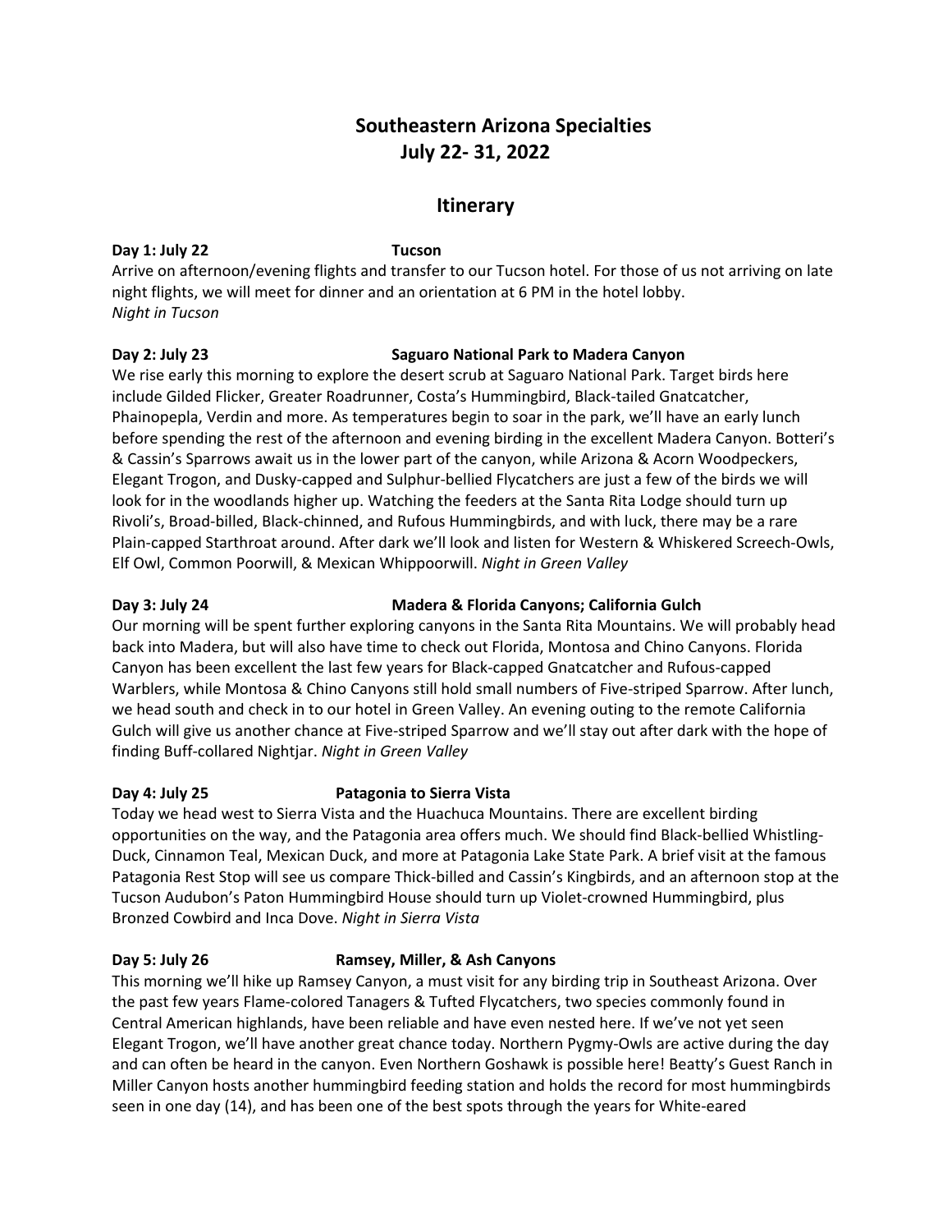# Southeastern Arizona Specialties
## July 22- 31, 2022

## Itinerary

**Day 1: July 22** **Tucson**

Arrive on afternoon/evening flights and transfer to our Tucson hotel. For those of us not arriving on late night flights, we will meet for dinner and an orientation at 6 PM in the hotel lobby.
*Night in Tucson*

**Day 2: July 23** **Saguaro National Park to Madera Canyon**

We rise early this morning to explore the desert scrub at Saguaro National Park. Target birds here include Gilded Flicker, Greater Roadrunner, Costa's Hummingbird, Black-tailed Gnatcatcher, Phainopepla, Verdin and more. As temperatures begin to soar in the park, we'll have an early lunch before spending the rest of the afternoon and evening birding in the excellent Madera Canyon. Botteri's & Cassin's Sparrows await us in the lower part of the canyon, while Arizona & Acorn Woodpeckers, Elegant Trogon, and Dusky-capped and Sulphur-bellied Flycatchers are just a few of the birds we will look for in the woodlands higher up. Watching the feeders at the Santa Rita Lodge should turn up Rivoli's, Broad-billed, Black-chinned, and Rufous Hummingbirds, and with luck, there may be a rare Plain-capped Starthroat around. After dark we'll look and listen for Western & Whiskered Screech-Owls, Elf Owl, Common Poorwill, & Mexican Whippoorwill. *Night in Green Valley*

**Day 3: July 24** **Madera & Florida Canyons; California Gulch**

Our morning will be spent further exploring canyons in the Santa Rita Mountains. We will probably head back into Madera, but will also have time to check out Florida, Montosa and Chino Canyons. Florida Canyon has been excellent the last few years for Black-capped Gnatcatcher and Rufous-capped Warblers, while Montosa & Chino Canyons still hold small numbers of Five-striped Sparrow. After lunch, we head south and check in to our hotel in Green Valley. An evening outing to the remote California Gulch will give us another chance at Five-striped Sparrow and we'll stay out after dark with the hope of finding Buff-collared Nightjar. *Night in Green Valley*

**Day 4: July 25** **Patagonia to Sierra Vista**

Today we head west to Sierra Vista and the Huachuca Mountains. There are excellent birding opportunities on the way, and the Patagonia area offers much. We should find Black-bellied Whistling-Duck, Cinnamon Teal, Mexican Duck, and more at Patagonia Lake State Park. A brief visit at the famous Patagonia Rest Stop will see us compare Thick-billed and Cassin's Kingbirds, and an afternoon stop at the Tucson Audubon's Paton Hummingbird House should turn up Violet-crowned Hummingbird, plus Bronzed Cowbird and Inca Dove. *Night in Sierra Vista*

**Day 5: July 26** **Ramsey, Miller, & Ash Canyons**

This morning we'll hike up Ramsey Canyon, a must visit for any birding trip in Southeast Arizona. Over the past few years Flame-colored Tanagers & Tufted Flycatchers, two species commonly found in Central American highlands, have been reliable and have even nested here. If we've not yet seen Elegant Trogon, we'll have another great chance today. Northern Pygmy-Owls are active during the day and can often be heard in the canyon. Even Northern Goshawk is possible here! Beatty's Guest Ranch in Miller Canyon hosts another hummingbird feeding station and holds the record for most hummingbirds seen in one day (14), and has been one of the best spots through the years for White-eared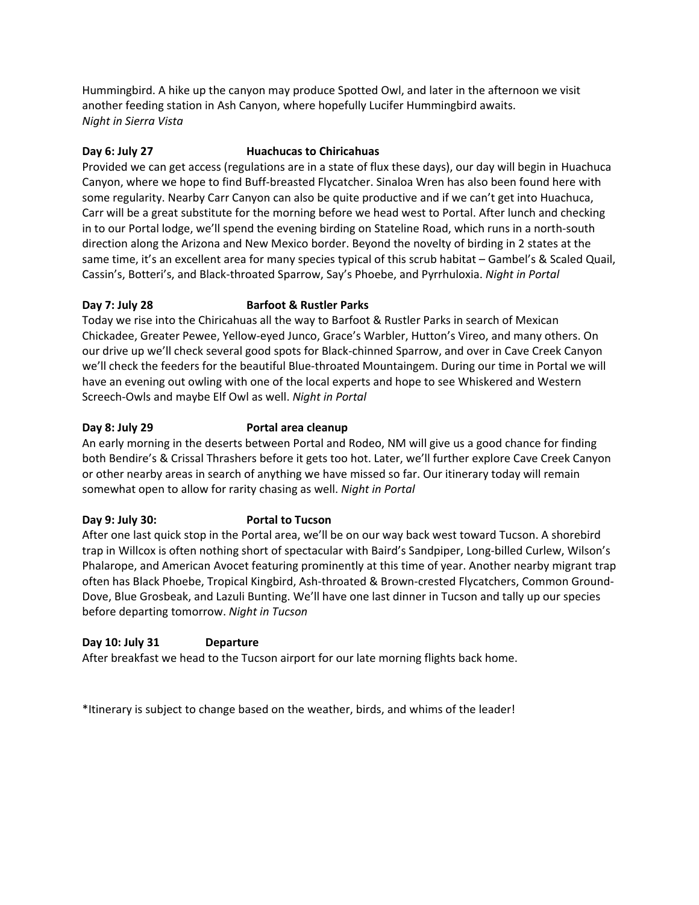Hummingbird. A hike up the canyon may produce Spotted Owl, and later in the afternoon we visit another feeding station in Ash Canyon, where hopefully Lucifer Hummingbird awaits.
*Night in Sierra Vista*

**Day 6: July 27 Huachucas to Chiricahuas**
Provided we can get access (regulations are in a state of flux these days), our day will begin in Huachuca Canyon, where we hope to find Buff-breasted Flycatcher. Sinaloa Wren has also been found here with some regularity. Nearby Carr Canyon can also be quite productive and if we can't get into Huachuca, Carr will be a great substitute for the morning before we head west to Portal. After lunch and checking in to our Portal lodge, we'll spend the evening birding on Stateline Road, which runs in a north-south direction along the Arizona and New Mexico border. Beyond the novelty of birding in 2 states at the same time, it's an excellent area for many species typical of this scrub habitat – Gambel's & Scaled Quail, Cassin's, Botteri's, and Black-throated Sparrow, Say's Phoebe, and Pyrrhuloxia. *Night in Portal*

**Day 7: July 28 Barfoot & Rustler Parks**
Today we rise into the Chiricahuas all the way to Barfoot & Rustler Parks in search of Mexican Chickadee, Greater Pewee, Yellow-eyed Junco, Grace's Warbler, Hutton's Vireo, and many others. On our drive up we'll check several good spots for Black-chinned Sparrow, and over in Cave Creek Canyon we'll check the feeders for the beautiful Blue-throated Mountaingem. During our time in Portal we will have an evening out owling with one of the local experts and hope to see Whiskered and Western Screech-Owls and maybe Elf Owl as well. *Night in Portal*

**Day 8: July 29 Portal area cleanup**
An early morning in the deserts between Portal and Rodeo, NM will give us a good chance for finding both Bendire's & Crissal Thrashers before it gets too hot. Later, we'll further explore Cave Creek Canyon or other nearby areas in search of anything we have missed so far. Our itinerary today will remain somewhat open to allow for rarity chasing as well. *Night in Portal*

**Day 9: July 30: Portal to Tucson**
After one last quick stop in the Portal area, we'll be on our way back west toward Tucson. A shorebird trap in Willcox is often nothing short of spectacular with Baird's Sandpiper, Long-billed Curlew, Wilson's Phalarope, and American Avocet featuring prominently at this time of year. Another nearby migrant trap often has Black Phoebe, Tropical Kingbird, Ash-throated & Brown-crested Flycatchers, Common Ground-Dove, Blue Grosbeak, and Lazuli Bunting. We'll have one last dinner in Tucson and tally up our species before departing tomorrow. *Night in Tucson*

**Day 10: July 31 Departure**
After breakfast we head to the Tucson airport for our late morning flights back home.

*Itinerary is subject to change based on the weather, birds, and whims of the leader!